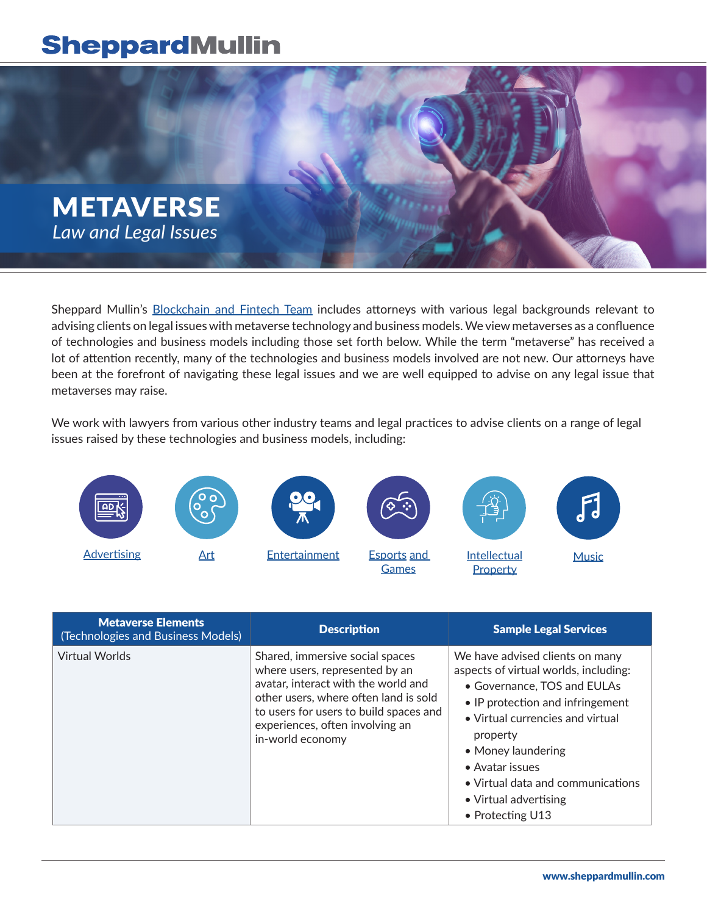# METAVERSE

*Law and Legal Issues*

Sheppard Mullin's Blockchain and Fintech Team includes attorneys with various legal backgrounds relevant to advising clients on legal issues with metaverse technology and business models. We view metaverses as a confluence of technologies and business models including those set forth below. While the term "metaverse" has received a lot of attention recently, many of the technologies and business models involved are not new. Our attorneys have been at the forefront of navigating these legal issues and we are well equipped to advise on any legal issue that metaverses may raise.

We work with lawyers from various other industry teams and legal practices to advise clients on a range of legal issues raised by these technologies and business models, including:

- Advertising
- Art
- Entertainment
- Esports and Games
- Intellectual Property
- Music

| Metaverse Elements (Technologies and Business Models) | Description | Sample Legal Services |
|---|---|---|
| Virtual Worlds | Shared, immersive social spaces where users, represented by an avatar, interact with the world and other users, where often land is sold to users for users to build spaces and experiences, often involving an in-world economy | We have advised clients on many aspects of virtual worlds, including:<br>• Governance, TOS and EULAs<br>• IP protection and infringement<br>• Virtual currencies and virtual property<br>• Money laundering<br>• Avatar issues<br>• Virtual data and communications<br>• Virtual advertising<br>• Protecting U13 |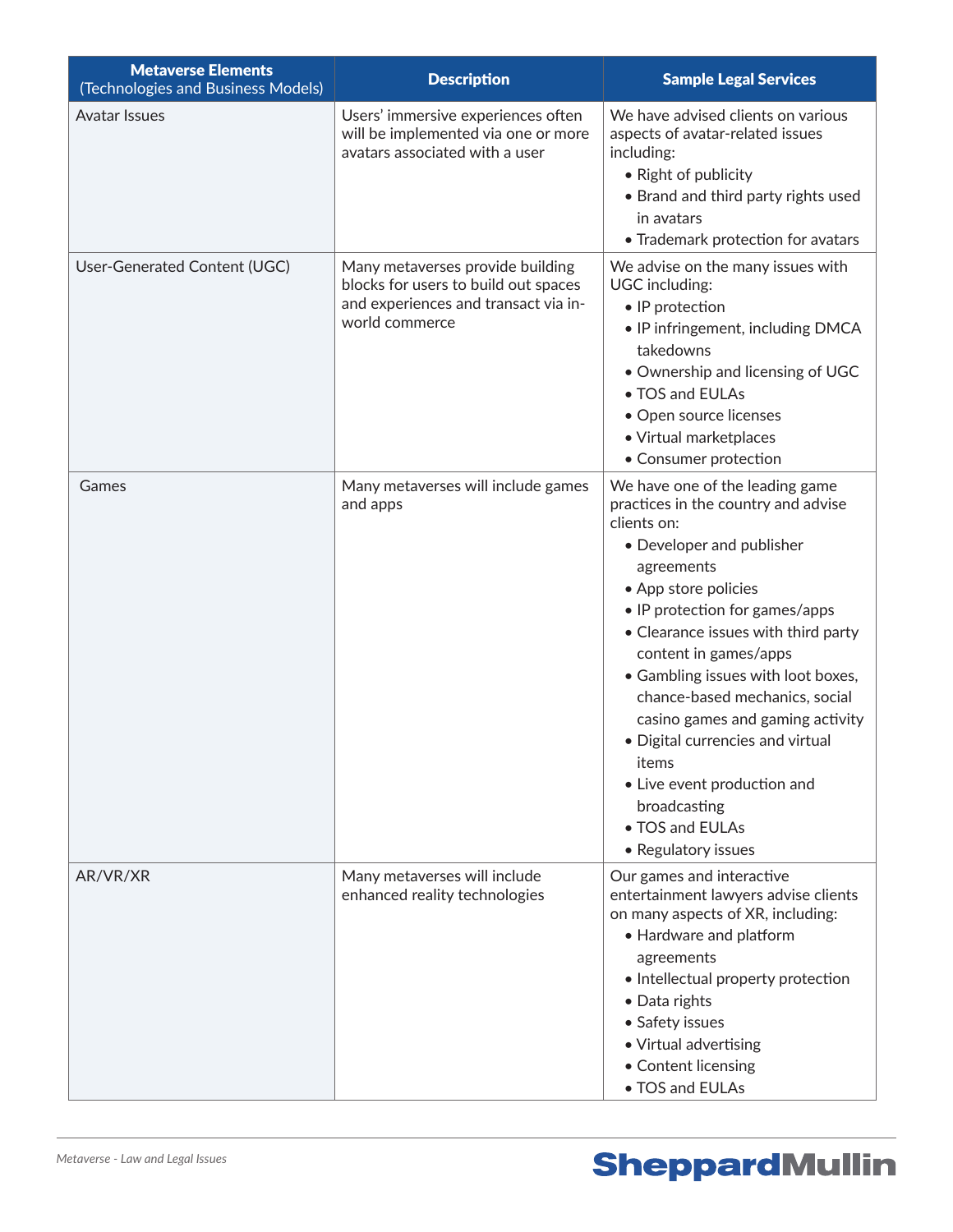| Metaverse Elements (Technologies and Business Models) | Description | Sample Legal Services |
|---|---|---|
| Avatar Issues | Users' immersive experiences often will be implemented via one or more avatars associated with a user | We have advised clients on various aspects of avatar-related issues including:<br>• Right of publicity<br>• Brand and third party rights used in avatars<br>• Trademark protection for avatars |
| User-Generated Content (UGC) | Many metaverses provide building blocks for users to build out spaces and experiences and transact via in-world commerce | We advise on the many issues with UGC including:<br>• IP protection<br>• IP infringement, including DMCA takedowns<br>• Ownership and licensing of UGC<br>• TOS and EULAs<br>• Open source licenses<br>• Virtual marketplaces<br>• Consumer protection |
| Games | Many metaverses will include games and apps | We have one of the leading game practices in the country and advise clients on:<br>• Developer and publisher agreements<br>• App store policies<br>• IP protection for games/apps<br>• Clearance issues with third party content in games/apps<br>• Gambling issues with loot boxes, chance-based mechanics, social casino games and gaming activity<br>• Digital currencies and virtual items<br>• Live event production and broadcasting<br>• TOS and EULAs<br>• Regulatory issues |
| AR/VR/XR | Many metaverses will include enhanced reality technologies | Our games and interactive entertainment lawyers advise clients on many aspects of XR, including:<br>• Hardware and platform agreements<br>• Intellectual property protection<br>• Data rights<br>• Safety issues<br>• Virtual advertising<br>• Content licensing<br>• TOS and EULAs |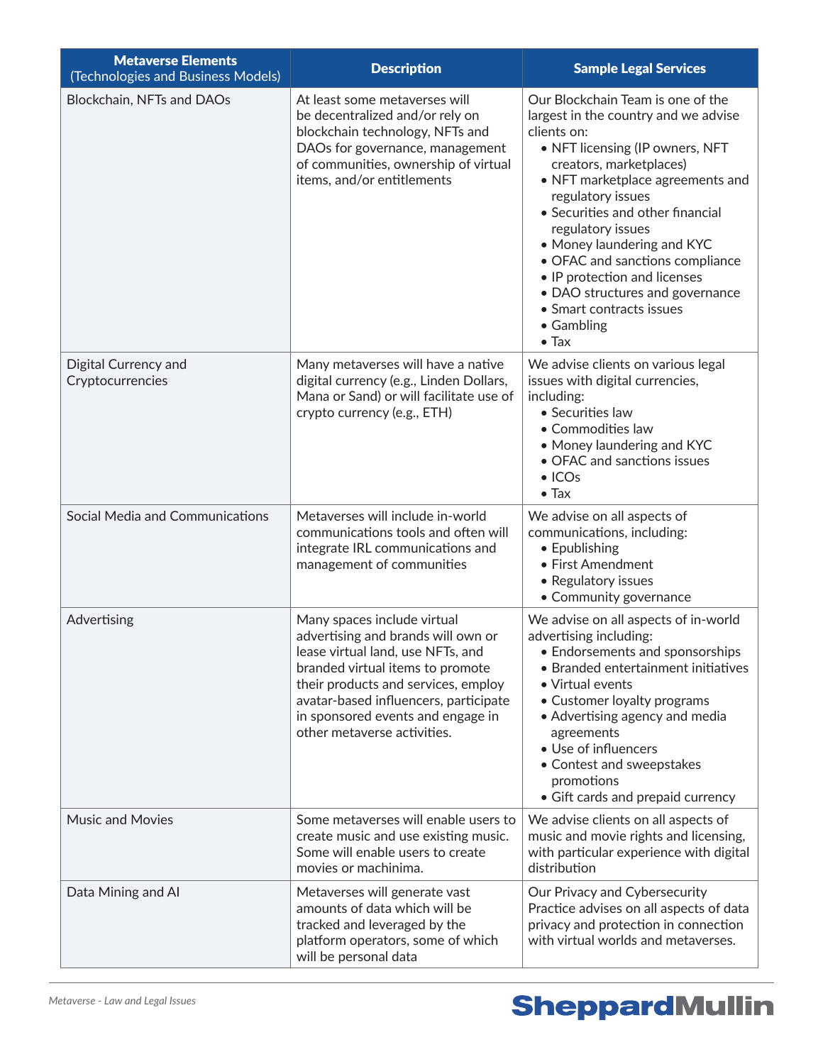| **Metaverse Elements** (Technologies and Business Models) | **Description** | **Sample Legal Services** |
|---|---|---|
| Blockchain, NFTs and DAOs | At least some metaverses will be decentralized and/or rely on blockchain technology, NFTs and DAOs for governance, management of communities, ownership of virtual items, and/or entitlements | Our Blockchain Team is one of the largest in the country and we advise clients on:<br>• NFT licensing (IP owners, NFT creators, marketplaces)<br>• NFT marketplace agreements and regulatory issues<br>• Securities and other financial regulatory issues<br>• Money laundering and KYC<br>• OFAC and sanctions compliance<br>• IP protection and licenses<br>• DAO structures and governance<br>• Smart contracts issues<br>• Gambling<br>• Tax |
| Digital Currency and Cryptocurrencies | Many metaverses will have a native digital currency (e.g., Linden Dollars, Mana or Sand) or will facilitate use of crypto currency (e.g., ETH) | We advise clients on various legal issues with digital currencies, including:<br>• Securities law<br>• Commodities law<br>• Money laundering and KYC<br>• OFAC and sanctions issues<br>• ICOs<br>• Tax |
| Social Media and Communications | Metaverses will include in-world communications tools and often will integrate IRL communications and management of communities | We advise on all aspects of communications, including:<br>• Epublishing<br>• First Amendment<br>• Regulatory issues<br>• Community governance |
| Advertising | Many spaces include virtual advertising and brands will own or lease virtual land, use NFTs, and branded virtual items to promote their products and services, employ avatar-based influencers, participate in sponsored events and engage in other metaverse activities. | We advise on all aspects of in-world advertising including:<br>• Endorsements and sponsorships<br>• Branded entertainment initiatives<br>• Virtual events<br>• Customer loyalty programs<br>• Advertising agency and media agreements<br>• Use of influencers<br>• Contest and sweepstakes promotions<br>• Gift cards and prepaid currency |
| Music and Movies | Some metaverses will enable users to create music and use existing music. Some will enable users to create movies or machinima. | We advise clients on all aspects of music and movie rights and licensing, with particular experience with digital distribution |
| Data Mining and AI | Metaverses will generate vast amounts of data which will be tracked and leveraged by the platform operators, some of which will be personal data | Our Privacy and Cybersecurity Practice advises on all aspects of data privacy and protection in connection with virtual worlds and metaverses. |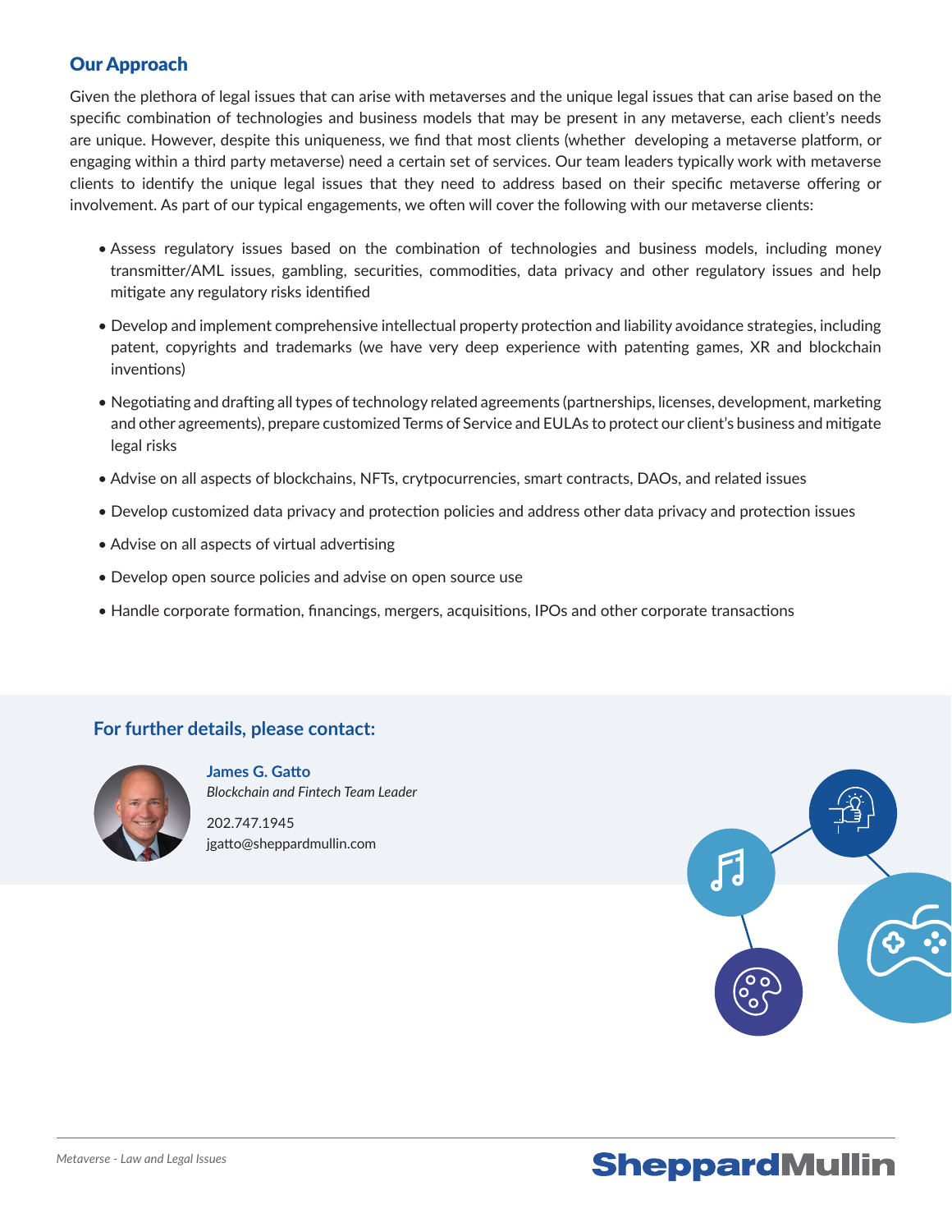## Our Approach

Given the plethora of legal issues that can arise with metaverses and the unique legal issues that can arise based on the specific combination of technologies and business models that may be present in any metaverse, each client's needs are unique. However, despite this uniqueness, we find that most clients (whether developing a metaverse platform, or engaging within a third party metaverse) need a certain set of services. Our team leaders typically work with metaverse clients to identify the unique legal issues that they need to address based on their specific metaverse offering or involvement. As part of our typical engagements, we often will cover the following with our metaverse clients:

- Assess regulatory issues based on the combination of technologies and business models, including money transmitter/AML issues, gambling, securities, commodities, data privacy and other regulatory issues and help mitigate any regulatory risks identified
- Develop and implement comprehensive intellectual property protection and liability avoidance strategies, including patent, copyrights and trademarks (we have very deep experience with patenting games, XR and blockchain inventions)
- Negotiating and drafting all types of technology related agreements (partnerships, licenses, development, marketing and other agreements), prepare customized Terms of Service and EULAs to protect our client's business and mitigate legal risks
- Advise on all aspects of blockchains, NFTs, crytpocurrencies, smart contracts, DAOs, and related issues
- Develop customized data privacy and protection policies and address other data privacy and protection issues
- Advise on all aspects of virtual advertising
- Develop open source policies and advise on open source use
- Handle corporate formation, financings, mergers, acquisitions, IPOs and other corporate transactions

### For further details, please contact:

**James G. Gatto**
*Blockchain and Fintech Team Leader*

202.747.1945
jgatto@sheppardmullin.com